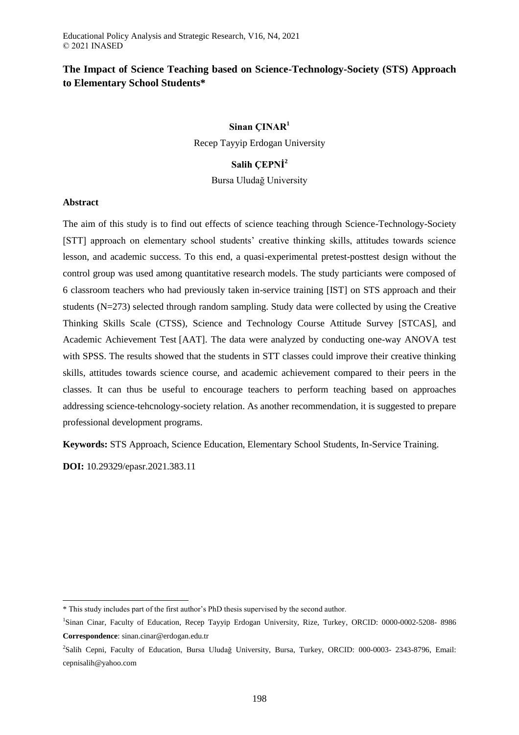# The Impact of Science Teaching based on Science-Technology-Society (STS) Approach to Elementary School Students*

**Sinan ÇINAR**[1]

Recep Tayyip Erdogan University

**Salih ÇEPNİ**[2]

Bursa Uludağ University

## Abstract

The aim of this study is to find out effects of science teaching through Science-Technology-Society [STT] approach on elementary school students' creative thinking skills, attitudes towards science lesson, and academic success. To this end, a quasi-experimental pretest-posttest design without the control group was used among quantitative research models. The study particiants were composed of 6 classroom teachers who had previously taken in-service training [IST] on STS approach and their students (N=273) selected through random sampling. Study data were collected by using the Creative Thinking Skills Scale (CTSS), Science and Technology Course Attitude Survey [STCAS], and Academic Achievement Test [AAT]. The data were analyzed by conducting one-way ANOVA test with SPSS. The results showed that the students in STT classes could improve their creative thinking skills, attitudes towards science course, and academic achievement compared to their peers in the classes. It can thus be useful to encourage teachers to perform teaching based on approaches addressing science-tehcnology-society relation. As another recommendation, it is suggested to prepare professional development programs.

**Keywords:** STS Approach, Science Education, Elementary School Students, In-Service Training.

**DOI:** 10.29329/epasr.2021.383.11

---

* This study includes part of the first author's PhD thesis supervised by the second author.

[1]Sinan Cinar, Faculty of Education, Recep Tayyip Erdogan University, Rize, Turkey, ORCID: 0000-0002-5208- 8986 **Correspondence**: sinan.cinar@erdogan.edu.tr

[2]Salih Cepni, Faculty of Education, Bursa Uludağ University, Bursa, Turkey, ORCID: 000-0003- 2343-8796, Email: cepnisalih@yahoo.com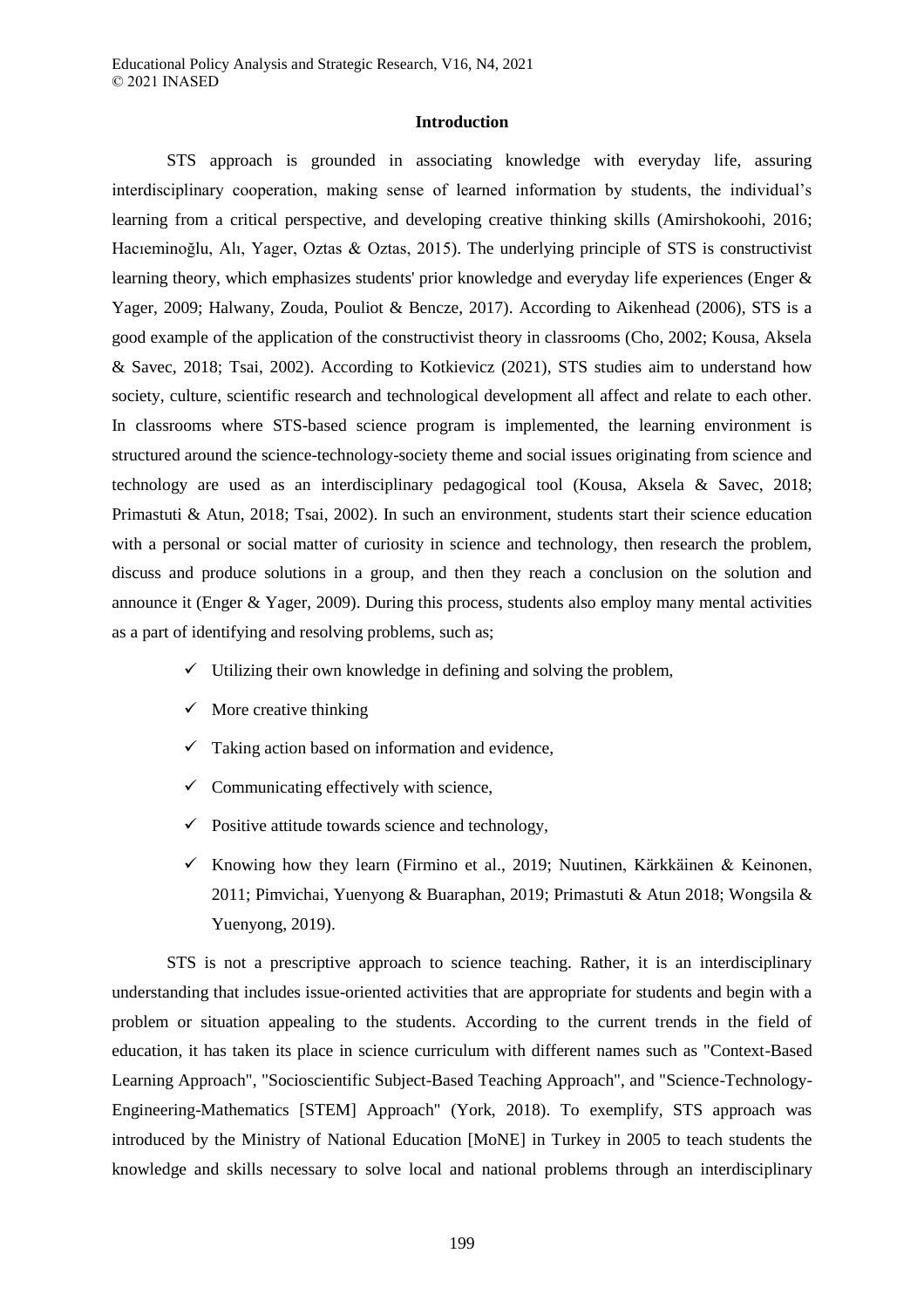## Introduction

STS approach is grounded in associating knowledge with everyday life, assuring interdisciplinary cooperation, making sense of learned information by students, the individual's learning from a critical perspective, and developing creative thinking skills (Amirshokoohi, 2016; Hacıeminoğlu, Alı, Yager, Oztas & Oztas, 2015). The underlying principle of STS is constructivist learning theory, which emphasizes students' prior knowledge and everyday life experiences (Enger & Yager, 2009; Halwany, Zouda, Pouliot & Bencze, 2017). According to Aikenhead (2006), STS is a good example of the application of the constructivist theory in classrooms (Cho, 2002; Kousa, Aksela & Savec, 2018; Tsai, 2002). According to Kotkievicz (2021), STS studies aim to understand how society, culture, scientific research and technological development all affect and relate to each other. In classrooms where STS-based science program is implemented, the learning environment is structured around the science-technology-society theme and social issues originating from science and technology are used as an interdisciplinary pedagogical tool (Kousa, Aksela & Savec, 2018; Primastuti & Atun, 2018; Tsai, 2002). In such an environment, students start their science education with a personal or social matter of curiosity in science and technology, then research the problem, discuss and produce solutions in a group, and then they reach a conclusion on the solution and announce it (Enger & Yager, 2009). During this process, students also employ many mental activities as a part of identifying and resolving problems, such as;

- ✓ Utilizing their own knowledge in defining and solving the problem,
- ✓ More creative thinking
- ✓ Taking action based on information and evidence,
- ✓ Communicating effectively with science,
- ✓ Positive attitude towards science and technology,
- ✓ Knowing how they learn (Firmino et al., 2019; Nuutinen, Kärkkäinen & Keinonen, 2011; Pimvichai, Yuenyong & Buaraphan, 2019; Primastuti & Atun 2018; Wongsila & Yuenyong, 2019).

STS is not a prescriptive approach to science teaching. Rather, it is an interdisciplinary understanding that includes issue-oriented activities that are appropriate for students and begin with a problem or situation appealing to the students. According to the current trends in the field of education, it has taken its place in science curriculum with different names such as "Context-Based Learning Approach", "Socioscientific Subject-Based Teaching Approach", and "Science-Technology-Engineering-Mathematics [STEM] Approach" (York, 2018). To exemplify, STS approach was introduced by the Ministry of National Education [MoNE] in Turkey in 2005 to teach students the knowledge and skills necessary to solve local and national problems through an interdisciplinary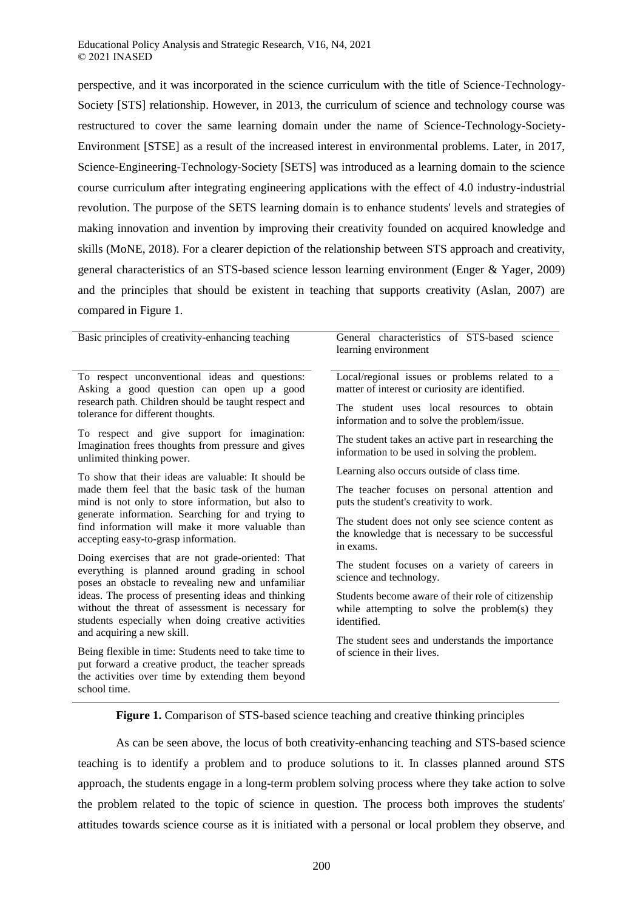perspective, and it was incorporated in the science curriculum with the title of Science-Technology-Society [STS] relationship. However, in 2013, the curriculum of science and technology course was restructured to cover the same learning domain under the name of Science-Technology-Society-Environment [STSE] as a result of the increased interest in environmental problems. Later, in 2017, Science-Engineering-Technology-Society [SETS] was introduced as a learning domain to the science course curriculum after integrating engineering applications with the effect of 4.0 industry-industrial revolution. The purpose of the SETS learning domain is to enhance students' levels and strategies of making innovation and invention by improving their creativity founded on acquired knowledge and skills (MoNE, 2018). For a clearer depiction of the relationship between STS approach and creativity, general characteristics of an STS-based science lesson learning environment (Enger & Yager, 2009) and the principles that should be existent in teaching that supports creativity (Aslan, 2007) are compared in Figure 1.

| Basic principles of creativity-enhancing teaching | General characteristics of STS-based science learning environment |
|---|---|
| To respect unconventional ideas and questions: Asking a good question can open up a good research path. Children should be taught respect and tolerance for different thoughts. | Local/regional issues or problems related to a matter of interest or curiosity are identified. |
| To respect and give support for imagination: Imagination frees thoughts from pressure and gives unlimited thinking power. | The student uses local resources to obtain information and to solve the problem/issue. |
| To show that their ideas are valuable: It should be made them feel that the basic task of the human mind is not only to store information, but also to generate information. Searching for and trying to find information will make it more valuable than accepting easy-to-grasp information. | The student takes an active part in researching the information to be used in solving the problem. |
| Doing exercises that are not grade-oriented: That everything is planned around grading in school poses an obstacle to revealing new and unfamiliar ideas. The process of presenting ideas and thinking without the threat of assessment is necessary for students especially when doing creative activities and acquiring a new skill. | Learning also occurs outside of class time. |
| Being flexible in time: Students need to take time to put forward a creative product, the teacher spreads the activities over time by extending them beyond school time. | The teacher focuses on personal attention and puts the student's creativity to work. |
| | The student does not only see science content as the knowledge that is necessary to be successful in exams. |
| | The student focuses on a variety of careers in science and technology. |
| | Students become aware of their role of citizenship while attempting to solve the problem(s) they identified. |
| | The student sees and understands the importance of science in their lives. |

**Figure 1.** Comparison of STS-based science teaching and creative thinking principles

As can be seen above, the locus of both creativity-enhancing teaching and STS-based science teaching is to identify a problem and to produce solutions to it. In classes planned around STS approach, the students engage in a long-term problem solving process where they take action to solve the problem related to the topic of science in question. The process both improves the students' attitudes towards science course as it is initiated with a personal or local problem they observe, and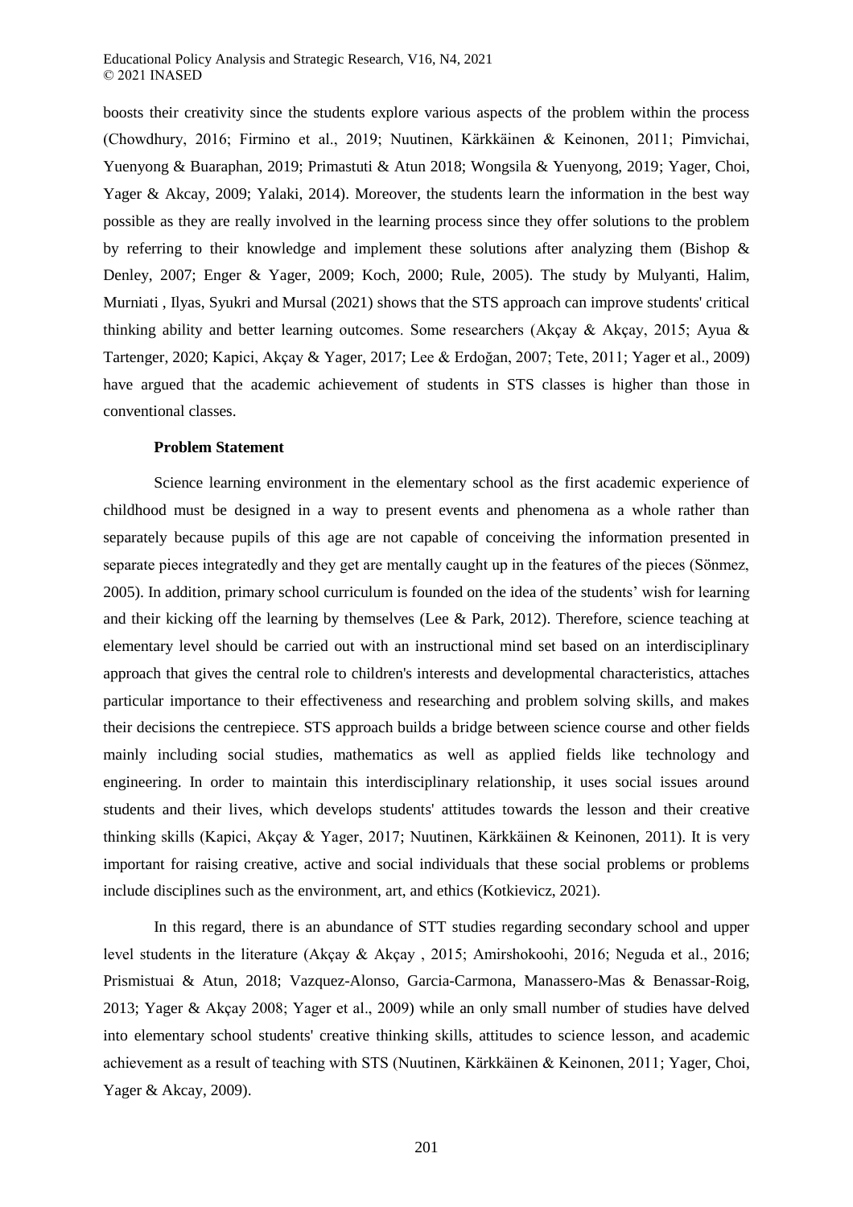boosts their creativity since the students explore various aspects of the problem within the process (Chowdhury, 2016; Firmino et al., 2019; Nuutinen, Kärkkäinen & Keinonen, 2011; Pimvichai, Yuenyong & Buaraphan, 2019; Primastuti & Atun 2018; Wongsila & Yuenyong, 2019; Yager, Choi, Yager & Akcay, 2009; Yalaki, 2014). Moreover, the students learn the information in the best way possible as they are really involved in the learning process since they offer solutions to the problem by referring to their knowledge and implement these solutions after analyzing them (Bishop & Denley, 2007; Enger & Yager, 2009; Koch, 2000; Rule, 2005). The study by Mulyanti, Halim, Murniati , Ilyas, Syukri and Mursal (2021) shows that the STS approach can improve students' critical thinking ability and better learning outcomes. Some researchers (Akçay & Akçay, 2015; Ayua & Tartenger, 2020; Kapici, Akçay & Yager, 2017; Lee & Erdoğan, 2007; Tete, 2011; Yager et al., 2009) have argued that the academic achievement of students in STS classes is higher than those in conventional classes.

**Problem Statement**

Science learning environment in the elementary school as the first academic experience of childhood must be designed in a way to present events and phenomena as a whole rather than separately because pupils of this age are not capable of conceiving the information presented in separate pieces integratedly and they get are mentally caught up in the features of the pieces (Sönmez, 2005). In addition, primary school curriculum is founded on the idea of the students' wish for learning and their kicking off the learning by themselves (Lee & Park, 2012). Therefore, science teaching at elementary level should be carried out with an instructional mind set based on an interdisciplinary approach that gives the central role to children's interests and developmental characteristics, attaches particular importance to their effectiveness and researching and problem solving skills, and makes their decisions the centrepiece. STS approach builds a bridge between science course and other fields mainly including social studies, mathematics as well as applied fields like technology and engineering. In order to maintain this interdisciplinary relationship, it uses social issues around students and their lives, which develops students' attitudes towards the lesson and their creative thinking skills (Kapici, Akçay & Yager, 2017; Nuutinen, Kärkkäinen & Keinonen, 2011). It is very important for raising creative, active and social individuals that these social problems or problems include disciplines such as the environment, art, and ethics (Kotkievicz, 2021).

In this regard, there is an abundance of STT studies regarding secondary school and upper level students in the literature (Akçay & Akçay , 2015; Amirshokoohi, 2016; Neguda et al., 2016; Prismistuai & Atun, 2018; Vazquez-Alonso, Garcia-Carmona, Manassero-Mas & Benassar-Roig, 2013; Yager & Akçay 2008; Yager et al., 2009) while an only small number of studies have delved into elementary school students' creative thinking skills, attitudes to science lesson, and academic achievement as a result of teaching with STS (Nuutinen, Kärkkäinen & Keinonen, 2011; Yager, Choi, Yager & Akcay, 2009).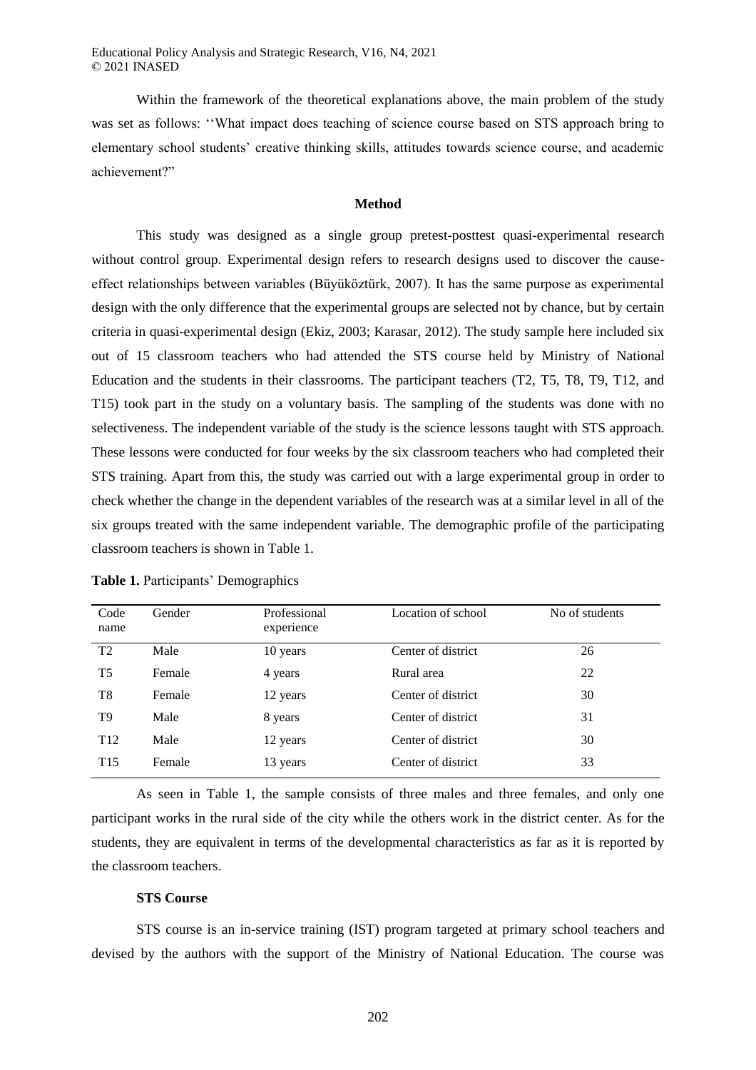Within the framework of the theoretical explanations above, the main problem of the study was set as follows: ''What impact does teaching of science course based on STS approach bring to elementary school students' creative thinking skills, attitudes towards science course, and academic achievement?"

## Method

This study was designed as a single group pretest-posttest quasi-experimental research without control group. Experimental design refers to research designs used to discover the cause-effect relationships between variables (Büyüköztürk, 2007). It has the same purpose as experimental design with the only difference that the experimental groups are selected not by chance, but by certain criteria in quasi-experimental design (Ekiz, 2003; Karasar, 2012). The study sample here included six out of 15 classroom teachers who had attended the STS course held by Ministry of National Education and the students in their classrooms. The participant teachers (T2, T5, T8, T9, T12, and T15) took part in the study on a voluntary basis. The sampling of the students was done with no selectiveness. The independent variable of the study is the science lessons taught with STS approach. These lessons were conducted for four weeks by the six classroom teachers who had completed their STS training. Apart from this, the study was carried out with a large experimental group in order to check whether the change in the dependent variables of the research was at a similar level in all of the six groups treated with the same independent variable. The demographic profile of the participating classroom teachers is shown in Table 1.

**Table 1.** Participants' Demographics

| Code name | Gender | Professional experience | Location of school | No of students |
|---|---|---|---|---|
| T2 | Male | 10 years | Center of district | 26 |
| T5 | Female | 4 years | Rural area | 22 |
| T8 | Female | 12 years | Center of district | 30 |
| T9 | Male | 8 years | Center of district | 31 |
| T12 | Male | 12 years | Center of district | 30 |
| T15 | Female | 13 years | Center of district | 33 |

As seen in Table 1, the sample consists of three males and three females, and only one participant works in the rural side of the city while the others work in the district center. As for the students, they are equivalent in terms of the developmental characteristics as far as it is reported by the classroom teachers.

### STS Course

STS course is an in-service training (IST) program targeted at primary school teachers and devised by the authors with the support of the Ministry of National Education. The course was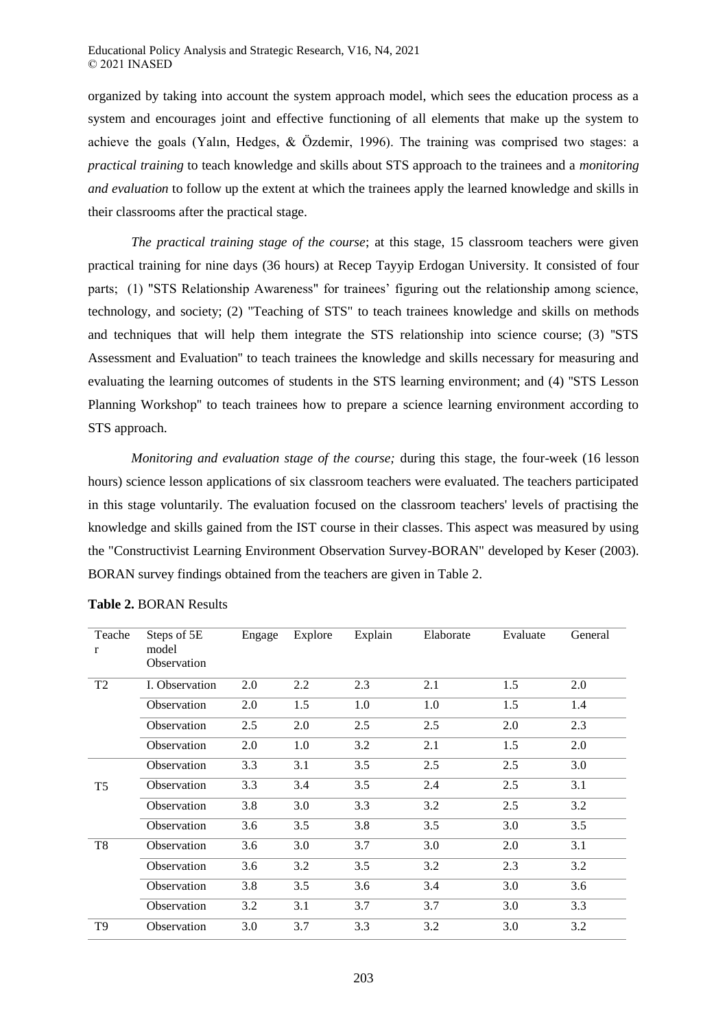organized by taking into account the system approach model, which sees the education process as a system and encourages joint and effective functioning of all elements that make up the system to achieve the goals (Yalın, Hedges, & Özdemir, 1996). The training was comprised two stages: a *practical training* to teach knowledge and skills about STS approach to the trainees and a *monitoring and evaluation* to follow up the extent at which the trainees apply the learned knowledge and skills in their classrooms after the practical stage.

*The practical training stage of the course*; at this stage, 15 classroom teachers were given practical training for nine days (36 hours) at Recep Tayyip Erdogan University. It consisted of four parts; (1) "STS Relationship Awareness" for trainees' figuring out the relationship among science, technology, and society; (2) "Teaching of STS" to teach trainees knowledge and skills on methods and techniques that will help them integrate the STS relationship into science course; (3) "STS Assessment and Evaluation" to teach trainees the knowledge and skills necessary for measuring and evaluating the learning outcomes of students in the STS learning environment; and (4) "STS Lesson Planning Workshop" to teach trainees how to prepare a science learning environment according to STS approach.

*Monitoring and evaluation stage of the course;* during this stage, the four-week (16 lesson hours) science lesson applications of six classroom teachers were evaluated. The teachers participated in this stage voluntarily. The evaluation focused on the classroom teachers' levels of practising the knowledge and skills gained from the IST course in their classes. This aspect was measured by using the "Constructivist Learning Environment Observation Survey-BORAN" developed by Keser (2003). BORAN survey findings obtained from the teachers are given in Table 2.

**Table 2.** BORAN Results

| Teacher | Steps of 5E model Observation | Engage | Explore | Explain | Elaborate | Evaluate | General |
|---|---|---|---|---|---|---|---|
| T2 | I. Observation | 2.0 | 2.2 | 2.3 | 2.1 | 1.5 | 2.0 |
| | Observation | 2.0 | 1.5 | 1.0 | 1.0 | 1.5 | 1.4 |
| | Observation | 2.5 | 2.0 | 2.5 | 2.5 | 2.0 | 2.3 |
| | Observation | 2.0 | 1.0 | 3.2 | 2.1 | 1.5 | 2.0 |
| T5 | Observation | 3.3 | 3.1 | 3.5 | 2.5 | 2.5 | 3.0 |
| | Observation | 3.3 | 3.4 | 3.5 | 2.4 | 2.5 | 3.1 |
| | Observation | 3.8 | 3.0 | 3.3 | 3.2 | 2.5 | 3.2 |
| | Observation | 3.6 | 3.5 | 3.8 | 3.5 | 3.0 | 3.5 |
| T8 | Observation | 3.6 | 3.0 | 3.7 | 3.0 | 2.0 | 3.1 |
| | Observation | 3.6 | 3.2 | 3.5 | 3.2 | 2.3 | 3.2 |
| | Observation | 3.8 | 3.5 | 3.6 | 3.4 | 3.0 | 3.6 |
| | Observation | 3.2 | 3.1 | 3.7 | 3.7 | 3.0 | 3.3 |
| T9 | Observation | 3.0 | 3.7 | 3.3 | 3.2 | 3.0 | 3.2 |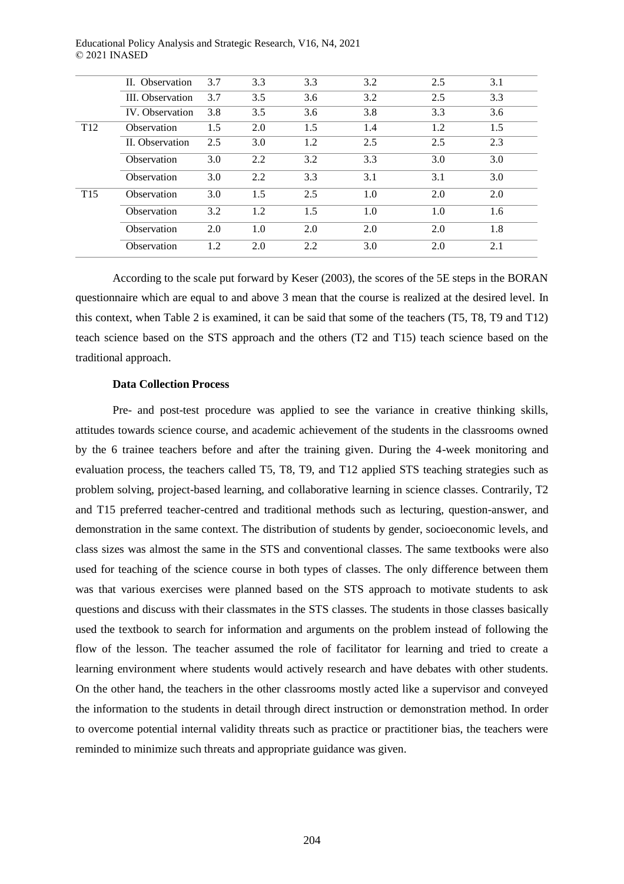| | II. Observation | 3.7 | 3.3 | 3.3 | 3.2 | 2.5 | 3.1 |
|---|---|---|---|---|---|---|---|
| | III. Observation | 3.7 | 3.5 | 3.6 | 3.2 | 2.5 | 3.3 |
| | IV. Observation | 3.8 | 3.5 | 3.6 | 3.8 | 3.3 | 3.6 |
| T12 | Observation | 1.5 | 2.0 | 1.5 | 1.4 | 1.2 | 1.5 |
| | II. Observation | 2.5 | 3.0 | 1.2 | 2.5 | 2.5 | 2.3 |
| | Observation | 3.0 | 2.2 | 3.2 | 3.3 | 3.0 | 3.0 |
| | Observation | 3.0 | 2.2 | 3.3 | 3.1 | 3.1 | 3.0 |
| T15 | Observation | 3.0 | 1.5 | 2.5 | 1.0 | 2.0 | 2.0 |
| | Observation | 3.2 | 1.2 | 1.5 | 1.0 | 1.0 | 1.6 |
| | Observation | 2.0 | 1.0 | 2.0 | 2.0 | 2.0 | 1.8 |
| | Observation | 1.2 | 2.0 | 2.2 | 3.0 | 2.0 | 2.1 |

According to the scale put forward by Keser (2003), the scores of the 5E steps in the BORAN questionnaire which are equal to and above 3 mean that the course is realized at the desired level. In this context, when Table 2 is examined, it can be said that some of the teachers (T5, T8, T9 and T12) teach science based on the STS approach and the others (T2 and T15) teach science based on the traditional approach.

**Data Collection Process**

Pre- and post-test procedure was applied to see the variance in creative thinking skills, attitudes towards science course, and academic achievement of the students in the classrooms owned by the 6 trainee teachers before and after the training given. During the 4-week monitoring and evaluation process, the teachers called T5, T8, T9, and T12 applied STS teaching strategies such as problem solving, project-based learning, and collaborative learning in science classes. Contrarily, T2 and T15 preferred teacher-centred and traditional methods such as lecturing, question-answer, and demonstration in the same context. The distribution of students by gender, socioeconomic levels, and class sizes was almost the same in the STS and conventional classes. The same textbooks were also used for teaching of the science course in both types of classes. The only difference between them was that various exercises were planned based on the STS approach to motivate students to ask questions and discuss with their classmates in the STS classes. The students in those classes basically used the textbook to search for information and arguments on the problem instead of following the flow of the lesson. The teacher assumed the role of facilitator for learning and tried to create a learning environment where students would actively research and have debates with other students. On the other hand, the teachers in the other classrooms mostly acted like a supervisor and conveyed the information to the students in detail through direct instruction or demonstration method. In order to overcome potential internal validity threats such as practice or practitioner bias, the teachers were reminded to minimize such threats and appropriate guidance was given.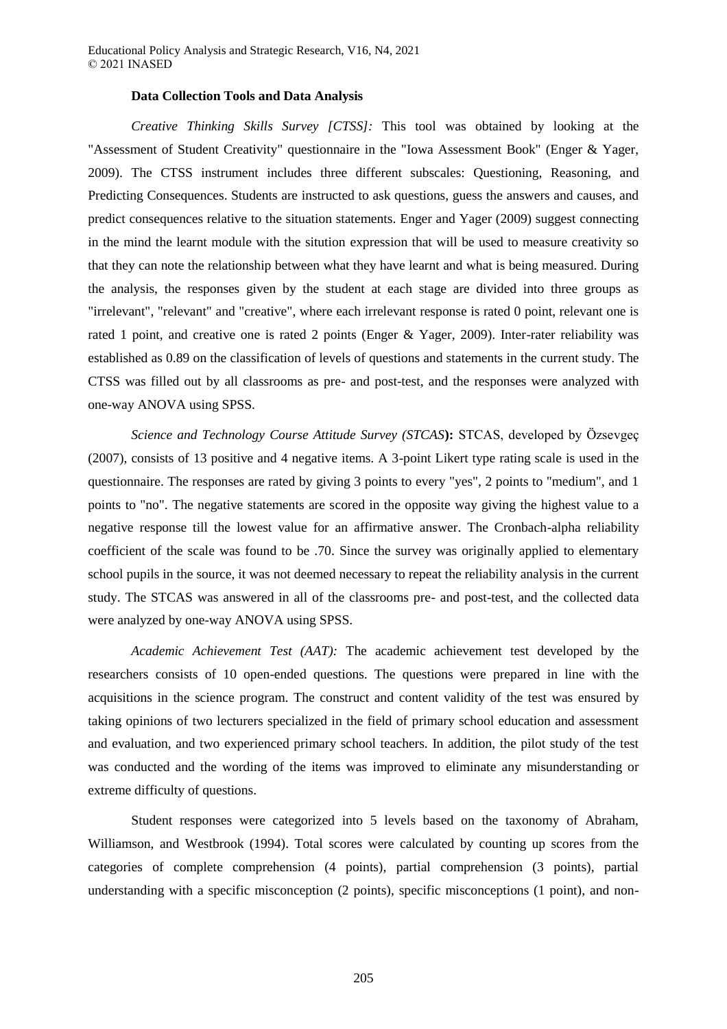**Data Collection Tools and Data Analysis**

*Creative Thinking Skills Survey [CTSS]:* This tool was obtained by looking at the "Assessment of Student Creativity" questionnaire in the "Iowa Assessment Book" (Enger & Yager, 2009). The CTSS instrument includes three different subscales: Questioning, Reasoning, and Predicting Consequences. Students are instructed to ask questions, guess the answers and causes, and predict consequences relative to the situation statements. Enger and Yager (2009) suggest connecting in the mind the learnt module with the sitution expression that will be used to measure creativity so that they can note the relationship between what they have learnt and what is being measured. During the analysis, the responses given by the student at each stage are divided into three groups as "irrelevant", "relevant" and "creative", where each irrelevant response is rated 0 point, relevant one is rated 1 point, and creative one is rated 2 points (Enger & Yager, 2009). Inter-rater reliability was established as 0.89 on the classification of levels of questions and statements in the current study. The CTSS was filled out by all classrooms as pre- and post-test, and the responses were analyzed with one-way ANOVA using SPSS.

*Science and Technology Course Attitude Survey (STCAS)***:** STCAS, developed by Özsevgeç (2007), consists of 13 positive and 4 negative items. A 3-point Likert type rating scale is used in the questionnaire. The responses are rated by giving 3 points to every "yes", 2 points to "medium", and 1 points to "no". The negative statements are scored in the opposite way giving the highest value to a negative response till the lowest value for an affirmative answer. The Cronbach-alpha reliability coefficient of the scale was found to be .70. Since the survey was originally applied to elementary school pupils in the source, it was not deemed necessary to repeat the reliability analysis in the current study. The STCAS was answered in all of the classrooms pre- and post-test, and the collected data were analyzed by one-way ANOVA using SPSS.

*Academic Achievement Test (AAT):* The academic achievement test developed by the researchers consists of 10 open-ended questions. The questions were prepared in line with the acquisitions in the science program. The construct and content validity of the test was ensured by taking opinions of two lecturers specialized in the field of primary school education and assessment and evaluation, and two experienced primary school teachers. In addition, the pilot study of the test was conducted and the wording of the items was improved to eliminate any misunderstanding or extreme difficulty of questions.

Student responses were categorized into 5 levels based on the taxonomy of Abraham, Williamson, and Westbrook (1994). Total scores were calculated by counting up scores from the categories of complete comprehension (4 points), partial comprehension (3 points), partial understanding with a specific misconception (2 points), specific misconceptions (1 point), and non-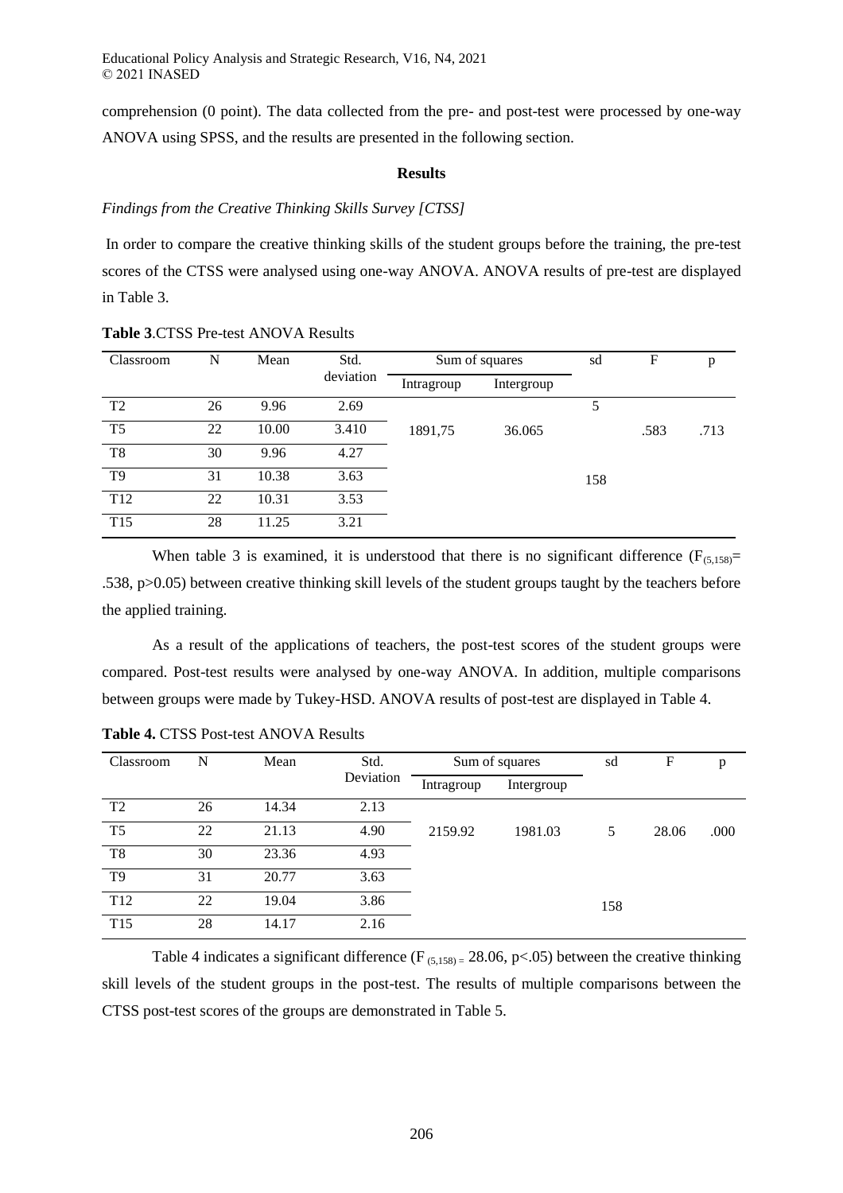comprehension (0 point). The data collected from the pre- and post-test were processed by one-way ANOVA using SPSS, and the results are presented in the following section.

## Results

*Findings from the Creative Thinking Skills Survey [CTSS]*

In order to compare the creative thinking skills of the student groups before the training, the pre-test scores of the CTSS were analysed using one-way ANOVA. ANOVA results of pre-test are displayed in Table 3.

**Table 3**.CTSS Pre-test ANOVA Results

| Classroom | N | Mean | Std. deviation | Sum of squares | | sd | F | p |
|---|---|---|---|---|---|---|---|---|
| | | | | Intragroup | Intergroup | | | |
| T2 | 26 | 9.96 | 2.69 | | | 5 | | |
| T5 | 22 | 10.00 | 3.410 | 1891,75 | 36.065 | | .583 | .713 |
| T8 | 30 | 9.96 | 4.27 | | | | | |
| T9 | 31 | 10.38 | 3.63 | | | 158 | | |
| T12 | 22 | 10.31 | 3.53 | | | | | |
| T15 | 28 | 11.25 | 3.21 | | | | | |

When table 3 is examined, it is understood that there is no significant difference ($F_{(5,158)}$= .538, p>0.05) between creative thinking skill levels of the student groups taught by the teachers before the applied training.

As a result of the applications of teachers, the post-test scores of the student groups were compared. Post-test results were analysed by one-way ANOVA. In addition, multiple comparisons between groups were made by Tukey-HSD. ANOVA results of post-test are displayed in Table 4.

**Table 4.** CTSS Post-test ANOVA Results

| Classroom | N | Mean | Std. Deviation | Sum of squares | | sd | F | p |
|---|---|---|---|---|---|---|---|---|
| | | | | Intragroup | Intergroup | | | |
| T2 | 26 | 14.34 | 2.13 | | | | | |
| T5 | 22 | 21.13 | 4.90 | 2159.92 | 1981.03 | 5 | 28.06 | .000 |
| T8 | 30 | 23.36 | 4.93 | | | | | |
| T9 | 31 | 20.77 | 3.63 | | | | | |
| T12 | 22 | 19.04 | 3.86 | | | 158 | | |
| T15 | 28 | 14.17 | 2.16 | | | | | |

Table 4 indicates a significant difference ($F_{(5,158)}$ = 28.06, p<.05) between the creative thinking skill levels of the student groups in the post-test. The results of multiple comparisons between the CTSS post-test scores of the groups are demonstrated in Table 5.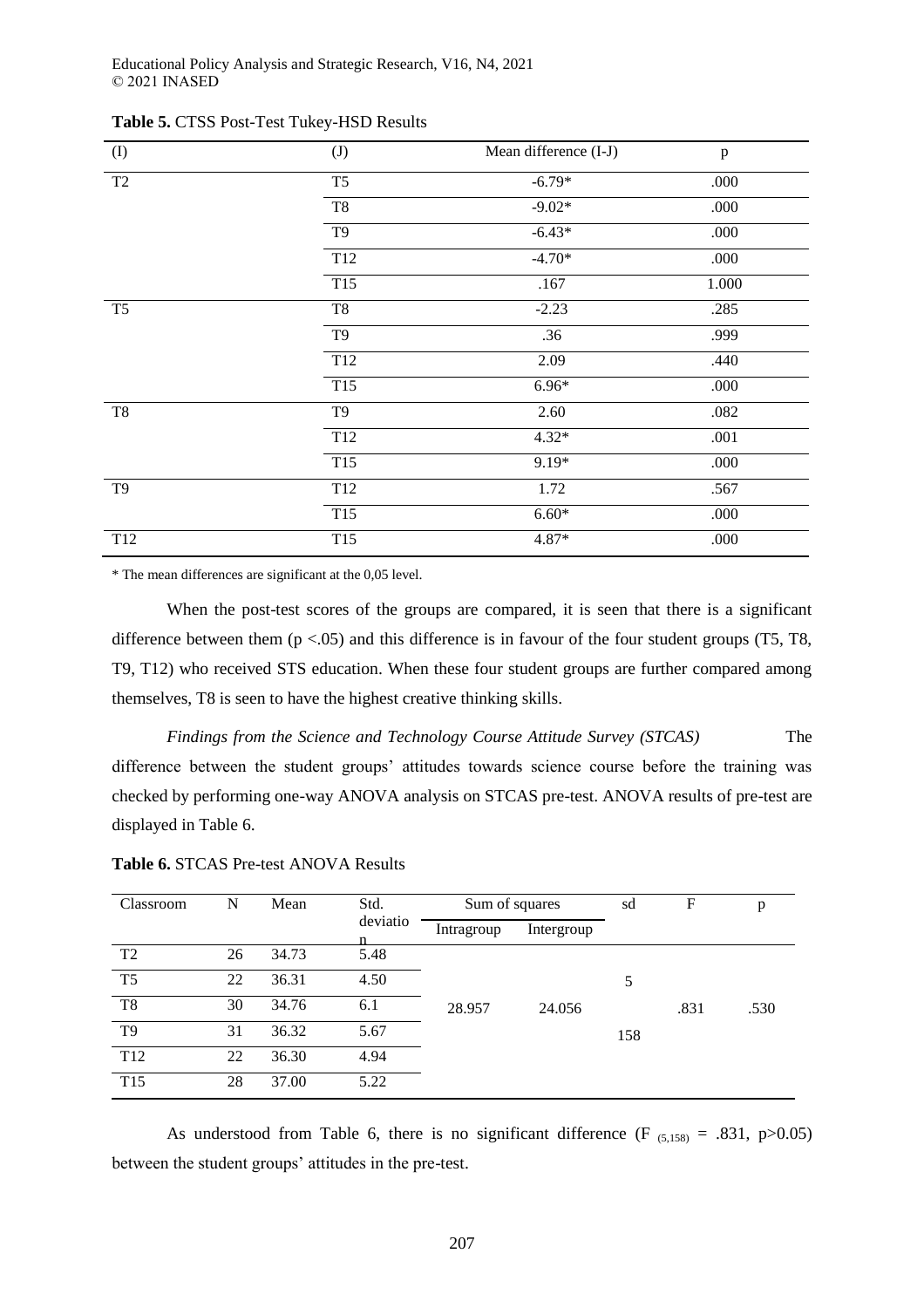**Table 5.** CTSS Post-Test Tukey-HSD Results

| (I) | (J) | Mean difference (I-J) | p |
|---|---|---|---|
| T2 | T5 | -6.79* | .000 |
| | T8 | -9.02* | .000 |
| | T9 | -6.43* | .000 |
| | T12 | -4.70* | .000 |
| | T15 | .167 | 1.000 |
| T5 | T8 | -2.23 | .285 |
| | T9 | .36 | .999 |
| | T12 | 2.09 | .440 |
| | T15 | 6.96* | .000 |
| T8 | T9 | 2.60 | .082 |
| | T12 | 4.32* | .001 |
| | T15 | 9.19* | .000 |
| T9 | T12 | 1.72 | .567 |
| | T15 | 6.60* | .000 |
| T12 | T15 | 4.87* | .000 |

* The mean differences are significant at the 0,05 level.

When the post-test scores of the groups are compared, it is seen that there is a significant difference between them ($p < .05$) and this difference is in favour of the four student groups (T5, T8, T9, T12) who received STS education. When these four student groups are further compared among themselves, T8 is seen to have the highest creative thinking skills.

*Findings from the Science and Technology Course Attitude Survey (STCAS)* The difference between the student groups' attitudes towards science course before the training was checked by performing one-way ANOVA analysis on STCAS pre-test. ANOVA results of pre-test are displayed in Table 6.

**Table 6.** STCAS Pre-test ANOVA Results

| Classroom | N | Mean | Std. deviation | Sum of squares | | sd | F | p |
|---|---|---|---|---|---|---|---|---|
| | | | | Intragroup | Intergroup | | | |
| T2 | 26 | 34.73 | 5.48 | 28.957 | 24.056 | 5 | .831 | .530 |
| T5 | 22 | 36.31 | 4.50 | | | 158 | | |
| T8 | 30 | 34.76 | 6.1 | | | | | |
| T9 | 31 | 36.32 | 5.67 | | | | | |
| T12 | 22 | 36.30 | 4.94 | | | | | |
| T15 | 28 | 37.00 | 5.22 | | | | | |

As understood from Table 6, there is no significant difference ($F_{(5,158)} = .831$, $p>0.05$) between the student groups' attitudes in the pre-test.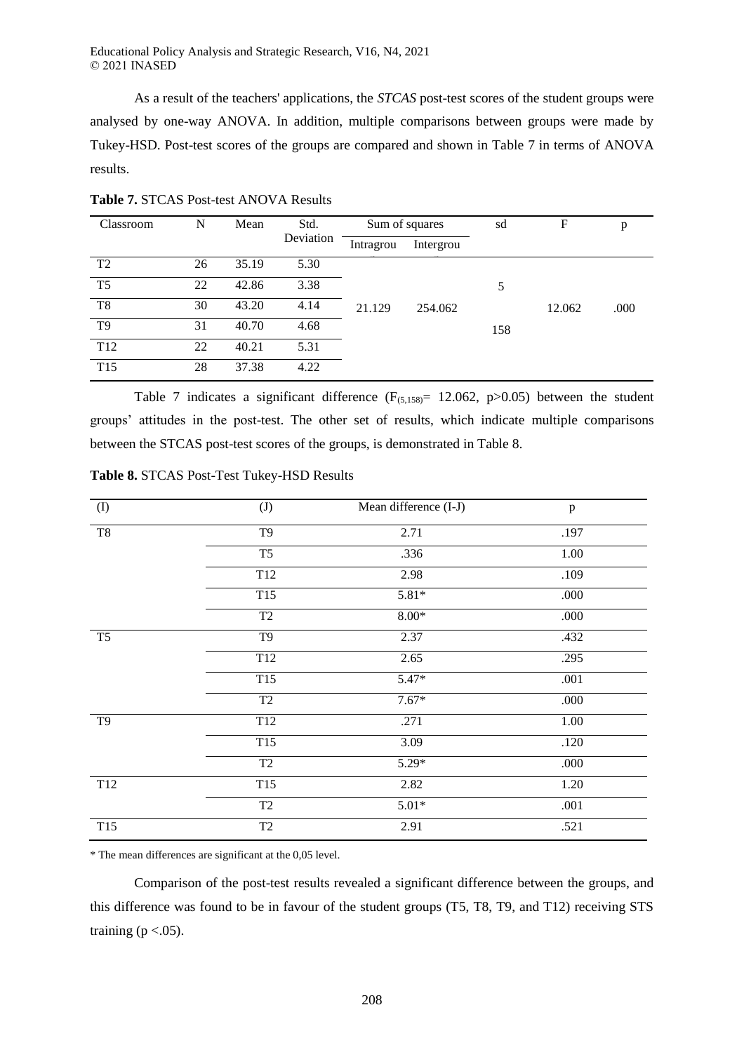As a result of the teachers' applications, the *STCAS* post-test scores of the student groups were analysed by one-way ANOVA. In addition, multiple comparisons between groups were made by Tukey-HSD. Post-test scores of the groups are compared and shown in Table 7 in terms of ANOVA results.

**Table 7.** STCAS Post-test ANOVA Results

| Classroom | N | Mean | Std. Deviation | Sum of squares | | sd | F | p |
|---|---|---|---|---|---|---|---|---|
| | | | | Intragrou | Intergrou | | | |
| T2 | 26 | 35.19 | 5.30 | 21.129 | 254.062 | 5 | 12.062 | .000 |
| T5 | 22 | 42.86 | 3.38 | | | | | |
| T8 | 30 | 43.20 | 4.14 | | | 158 | | |
| T9 | 31 | 40.70 | 4.68 | | | | | |
| T12 | 22 | 40.21 | 5.31 | | | | | |
| T15 | 28 | 37.38 | 4.22 | | | | | |

Table 7 indicates a significant difference ($F_{(5,158)}$= 12.062, p>0.05) between the student groups' attitudes in the post-test. The other set of results, which indicate multiple comparisons between the STCAS post-test scores of the groups, is demonstrated in Table 8.

**Table 8.** STCAS Post-Test Tukey-HSD Results

| (I) | (J) | Mean difference (I-J) | p |
|---|---|---|---|
| T8 | T9 | 2.71 | .197 |
| | T5 | .336 | 1.00 |
| | T12 | 2.98 | .109 |
| | T15 | 5.81* | .000 |
| | T2 | 8.00* | .000 |
| T5 | T9 | 2.37 | .432 |
| | T12 | 2.65 | .295 |
| | T15 | 5.47* | .001 |
| | T2 | 7.67* | .000 |
| T9 | T12 | .271 | 1.00 |
| | T15 | 3.09 | .120 |
| | T2 | 5.29* | .000 |
| T12 | T15 | 2.82 | 1.20 |
| | T2 | 5.01* | .001 |
| T15 | T2 | 2.91 | .521 |

\* The mean differences are significant at the 0,05 level.

Comparison of the post-test results revealed a significant difference between the groups, and this difference was found to be in favour of the student groups (T5, T8, T9, and T12) receiving STS training (p <.05).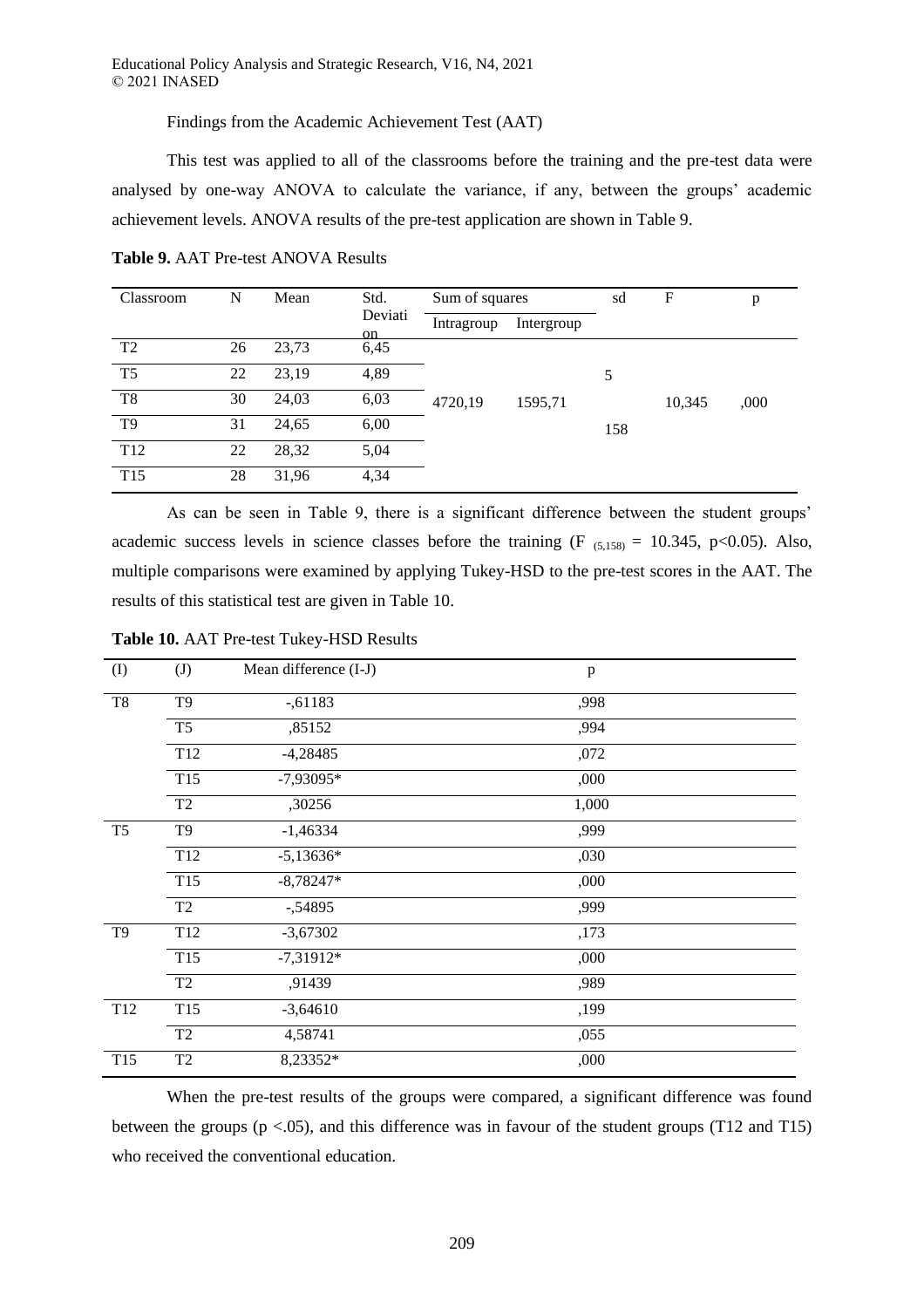Findings from the Academic Achievement Test (AAT)

This test was applied to all of the classrooms before the training and the pre-test data were analysed by one-way ANOVA to calculate the variance, if any, between the groups' academic achievement levels. ANOVA results of the pre-test application are shown in Table 9.

**Table 9.** AAT Pre-test ANOVA Results

| Classroom | N | Mean | Std. Deviation | Sum of squares | | sd | F | p |
|---|---|---|---|---|---|---|---|---|
| | | | | Intragroup | Intergroup | | | |
| T2 | 26 | 23,73 | 6,45 | 4720,19 | 1595,71 | 5 / 158 | 10,345 | ,000 |
| T5 | 22 | 23,19 | 4,89 | | | | | |
| T8 | 30 | 24,03 | 6,03 | | | | | |
| T9 | 31 | 24,65 | 6,00 | | | | | |
| T12 | 22 | 28,32 | 5,04 | | | | | |
| T15 | 28 | 31,96 | 4,34 | | | | | |

As can be seen in Table 9, there is a significant difference between the student groups' academic success levels in science classes before the training ($F_{(5,158)} = 10.345$, $p<0.05$). Also, multiple comparisons were examined by applying Tukey-HSD to the pre-test scores in the AAT. The results of this statistical test are given in Table 10.

**Table 10.** AAT Pre-test Tukey-HSD Results

| (I) | (J) | Mean difference (I-J) | p |
|---|---|---|---|
| T8 | T9 | -,61183 | ,998 |
| | T5 | ,85152 | ,994 |
| | T12 | -4,28485 | ,072 |
| | T15 | -7,93095* | ,000 |
| | T2 | ,30256 | 1,000 |
| T5 | T9 | -1,46334 | ,999 |
| | T12 | -5,13636* | ,030 |
| | T15 | -8,78247* | ,000 |
| | T2 | -,54895 | ,999 |
| T9 | T12 | -3,67302 | ,173 |
| | T15 | -7,31912* | ,000 |
| | T2 | ,91439 | ,989 |
| T12 | T15 | -3,64610 | ,199 |
| | T2 | 4,58741 | ,055 |
| T15 | T2 | 8,23352* | ,000 |

When the pre-test results of the groups were compared, a significant difference was found between the groups ($p <.05$), and this difference was in favour of the student groups (T12 and T15) who received the conventional education.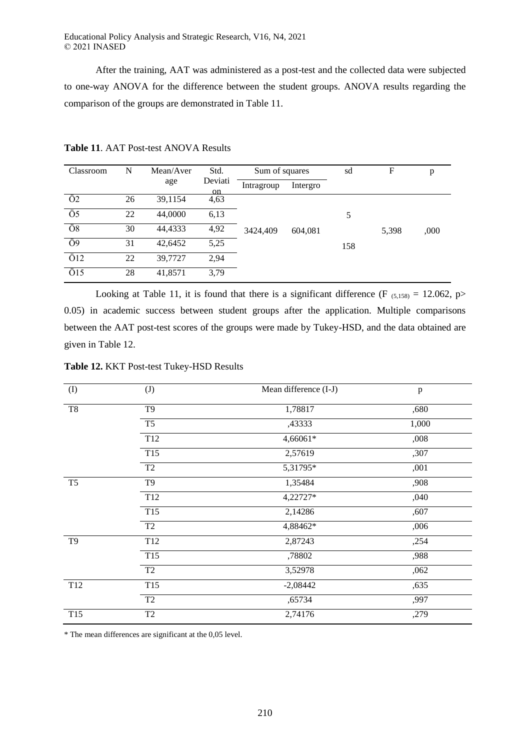After the training, AAT was administered as a post-test and the collected data were subjected to one-way ANOVA for the difference between the student groups. ANOVA results regarding the comparison of the groups are demonstrated in Table 11.

**Table 11**. AAT Post-test ANOVA Results

| Classroom | N | Mean/Average | Std. Deviation | Sum of squares | | sd | F | p |
|---|---|---|---|---|---|---|---|---|
| | | | | Intragroup | Intergro | | | |
| Ö2 | 26 | 39,1154 | 4,63 | 3424,409 | 604,081 | 5<br>158 | 5,398 | ,000 |
| Ö5 | 22 | 44,0000 | 6,13 | | | | | |
| Ö8 | 30 | 44,4333 | 4,92 | | | | | |
| Ö9 | 31 | 42,6452 | 5,25 | | | | | |
| Ö12 | 22 | 39,7727 | 2,94 | | | | | |
| Ö15 | 28 | 41,8571 | 3,79 | | | | | |

Looking at Table 11, it is found that there is a significant difference ($F_{(5,158)} = 12.062$, $p > 0.05$) in academic success between student groups after the application. Multiple comparisons between the AAT post-test scores of the groups were made by Tukey-HSD, and the data obtained are given in Table 12.

**Table 12.** KKT Post-test Tukey-HSD Results

| (I) | (J) | Mean difference (I-J) | p |
|---|---|---|---|
| T8 | T9 | 1,78817 | ,680 |
| | T5 | ,43333 | 1,000 |
| | T12 | 4,66061* | ,008 |
| | T15 | 2,57619 | ,307 |
| | T2 | 5,31795* | ,001 |
| T5 | T9 | 1,35484 | ,908 |
| | T12 | 4,22727* | ,040 |
| | T15 | 2,14286 | ,607 |
| | T2 | 4,88462* | ,006 |
| T9 | T12 | 2,87243 | ,254 |
| | T15 | ,78802 | ,988 |
| | T2 | 3,52978 | ,062 |
| T12 | T15 | -2,08442 | ,635 |
| | T2 | ,65734 | ,997 |
| T15 | T2 | 2,74176 | ,279 |

\* The mean differences are significant at the 0,05 level.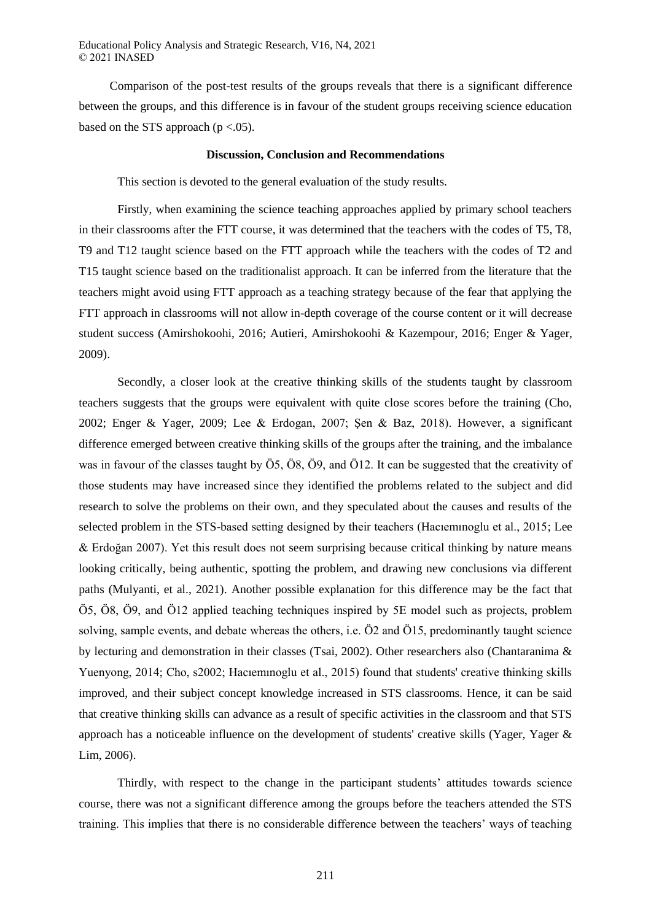Comparison of the post-test results of the groups reveals that there is a significant difference between the groups, and this difference is in favour of the student groups receiving science education based on the STS approach ($p < .05$).

## Discussion, Conclusion and Recommendations

This section is devoted to the general evaluation of the study results.

Firstly, when examining the science teaching approaches applied by primary school teachers in their classrooms after the FTT course, it was determined that the teachers with the codes of T5, T8, T9 and T12 taught science based on the FTT approach while the teachers with the codes of T2 and T15 taught science based on the traditionalist approach. It can be inferred from the literature that the teachers might avoid using FTT approach as a teaching strategy because of the fear that applying the FTT approach in classrooms will not allow in-depth coverage of the course content or it will decrease student success (Amirshokoohi, 2016; Autieri, Amirshokoohi & Kazempour, 2016; Enger & Yager, 2009).

Secondly, a closer look at the creative thinking skills of the students taught by classroom teachers suggests that the groups were equivalent with quite close scores before the training (Cho, 2002; Enger & Yager, 2009; Lee & Erdogan, 2007; Şen & Baz, 2018). However, a significant difference emerged between creative thinking skills of the groups after the training, and the imbalance was in favour of the classes taught by Ö5, Ö8, Ö9, and Ö12. It can be suggested that the creativity of those students may have increased since they identified the problems related to the subject and did research to solve the problems on their own, and they speculated about the causes and results of the selected problem in the STS-based setting designed by their teachers (Hacıemınoglu et al., 2015; Lee & Erdoğan 2007). Yet this result does not seem surprising because critical thinking by nature means looking critically, being authentic, spotting the problem, and drawing new conclusions via different paths (Mulyanti, et al., 2021). Another possible explanation for this difference may be the fact that Ö5, Ö8, Ö9, and Ö12 applied teaching techniques inspired by 5E model such as projects, problem solving, sample events, and debate whereas the others, i.e. Ö2 and Ö15, predominantly taught science by lecturing and demonstration in their classes (Tsai, 2002). Other researchers also (Chantaranima & Yuenyong, 2014; Cho, s2002; Hacıemınoglu et al., 2015) found that students' creative thinking skills improved, and their subject concept knowledge increased in STS classrooms. Hence, it can be said that creative thinking skills can advance as a result of specific activities in the classroom and that STS approach has a noticeable influence on the development of students' creative skills (Yager, Yager & Lim, 2006).

Thirdly, with respect to the change in the participant students' attitudes towards science course, there was not a significant difference among the groups before the teachers attended the STS training. This implies that there is no considerable difference between the teachers' ways of teaching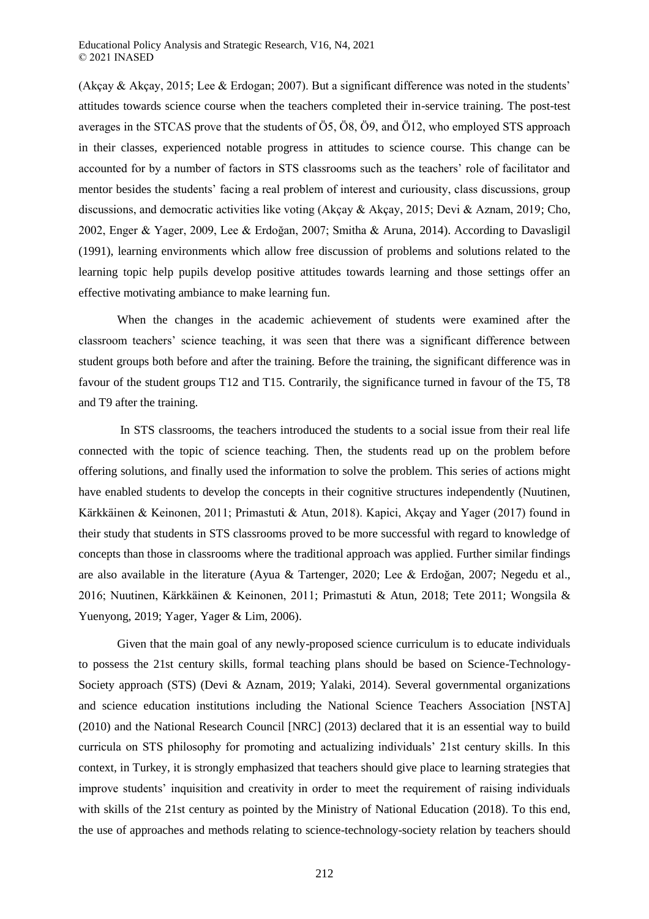(Akçay & Akçay, 2015; Lee & Erdogan; 2007). But a significant difference was noted in the students' attitudes towards science course when the teachers completed their in-service training. The post-test averages in the STCAS prove that the students of Ö5, Ö8, Ö9, and Ö12, who employed STS approach in their classes, experienced notable progress in attitudes to science course. This change can be accounted for by a number of factors in STS classrooms such as the teachers' role of facilitator and mentor besides the students' facing a real problem of interest and curiousity, class discussions, group discussions, and democratic activities like voting (Akçay & Akçay, 2015; Devi & Aznam, 2019; Cho, 2002, Enger & Yager, 2009, Lee & Erdoğan, 2007; Smitha & Aruna, 2014). According to Davasligil (1991), learning environments which allow free discussion of problems and solutions related to the learning topic help pupils develop positive attitudes towards learning and those settings offer an effective motivating ambiance to make learning fun.

When the changes in the academic achievement of students were examined after the classroom teachers' science teaching, it was seen that there was a significant difference between student groups both before and after the training. Before the training, the significant difference was in favour of the student groups T12 and T15. Contrarily, the significance turned in favour of the T5, T8 and T9 after the training.

In STS classrooms, the teachers introduced the students to a social issue from their real life connected with the topic of science teaching. Then, the students read up on the problem before offering solutions, and finally used the information to solve the problem. This series of actions might have enabled students to develop the concepts in their cognitive structures independently (Nuutinen, Kärkkäinen & Keinonen, 2011; Primastuti & Atun, 2018). Kapici, Akçay and Yager (2017) found in their study that students in STS classrooms proved to be more successful with regard to knowledge of concepts than those in classrooms where the traditional approach was applied. Further similar findings are also available in the literature (Ayua & Tartenger, 2020; Lee & Erdoğan, 2007; Negedu et al., 2016; Nuutinen, Kärkkäinen & Keinonen, 2011; Primastuti & Atun, 2018; Tete 2011; Wongsila & Yuenyong, 2019; Yager, Yager & Lim, 2006).

Given that the main goal of any newly-proposed science curriculum is to educate individuals to possess the 21st century skills, formal teaching plans should be based on Science-Technology-Society approach (STS) (Devi & Aznam, 2019; Yalaki, 2014). Several governmental organizations and science education institutions including the National Science Teachers Association [NSTA] (2010) and the National Research Council [NRC] (2013) declared that it is an essential way to build curricula on STS philosophy for promoting and actualizing individuals' 21st century skills. In this context, in Turkey, it is strongly emphasized that teachers should give place to learning strategies that improve students' inquisition and creativity in order to meet the requirement of raising individuals with skills of the 21st century as pointed by the Ministry of National Education (2018). To this end, the use of approaches and methods relating to science-technology-society relation by teachers should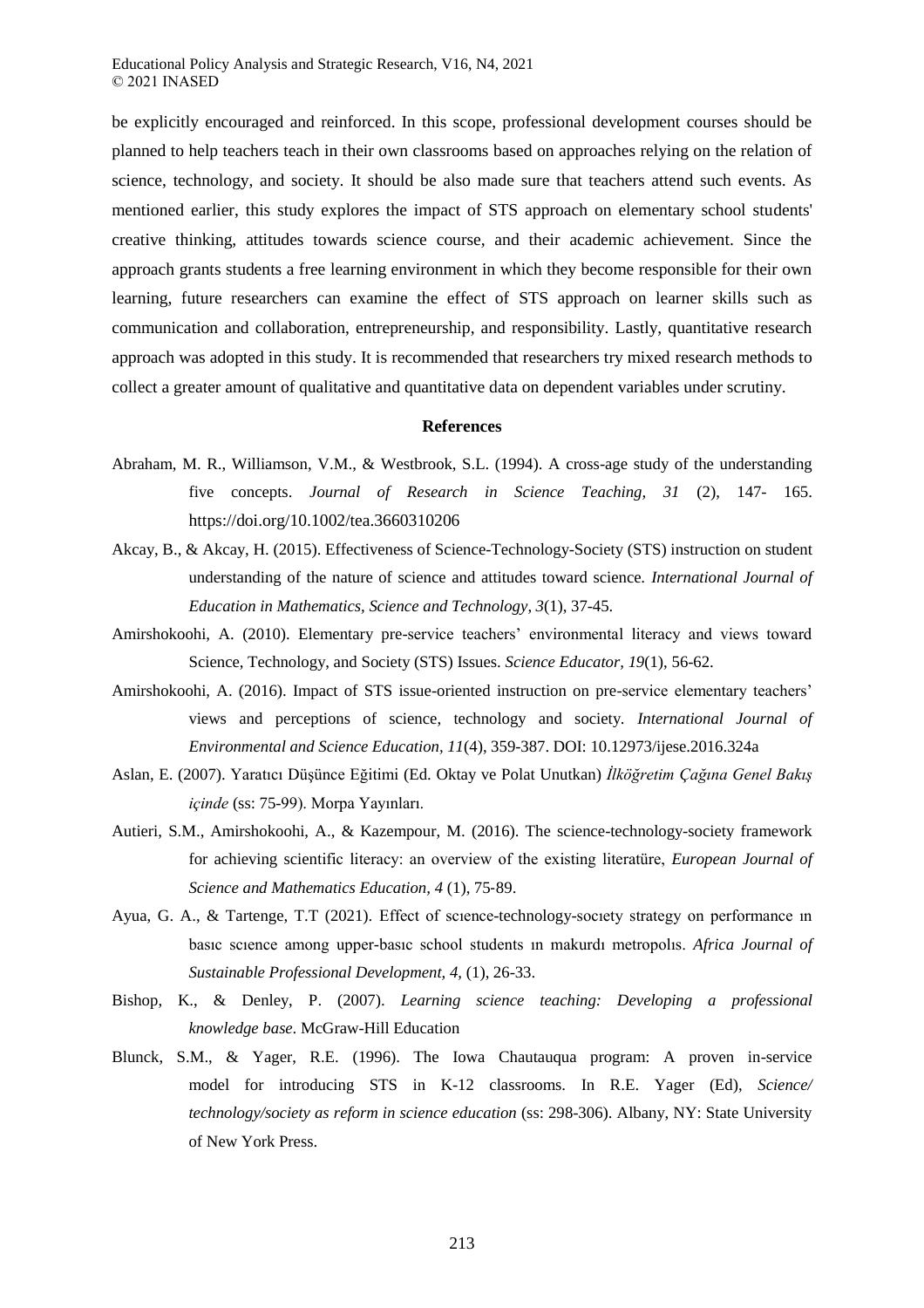be explicitly encouraged and reinforced. In this scope, professional development courses should be planned to help teachers teach in their own classrooms based on approaches relying on the relation of science, technology, and society. It should be also made sure that teachers attend such events. As mentioned earlier, this study explores the impact of STS approach on elementary school students' creative thinking, attitudes towards science course, and their academic achievement. Since the approach grants students a free learning environment in which they become responsible for their own learning, future researchers can examine the effect of STS approach on learner skills such as communication and collaboration, entrepreneurship, and responsibility. Lastly, quantitative research approach was adopted in this study. It is recommended that researchers try mixed research methods to collect a greater amount of qualitative and quantitative data on dependent variables under scrutiny.

## References

Abraham, M. R., Williamson, V.M., & Westbrook, S.L. (1994). A cross-age study of the understanding five concepts. *Journal of Research in Science Teaching, 31* (2), 147- 165. https://doi.org/10.1002/tea.3660310206

Akcay, B., & Akcay, H. (2015). Effectiveness of Science-Technology-Society (STS) instruction on student understanding of the nature of science and attitudes toward science. *International Journal of Education in Mathematics, Science and Technology, 3*(1), 37-45.

Amirshokoohi, A. (2010). Elementary pre-service teachers' environmental literacy and views toward Science, Technology, and Society (STS) Issues. *Science Educator, 19*(1), 56-62.

Amirshokoohi, A. (2016). Impact of STS issue-oriented instruction on pre-service elementary teachers' views and perceptions of science, technology and society. *International Journal of Environmental and Science Education, 11*(4), 359-387. DOI: 10.12973/ijese.2016.324a

Aslan, E. (2007). Yaratıcı Düşünce Eğitimi (Ed. Oktay ve Polat Unutkan) *İlköğretim Çağına Genel Bakış içinde* (ss: 75-99). Morpa Yayınları.

Autieri, S.M., Amirshokoohi, A., & Kazempour, M. (2016). The science-technology-society framework for achieving scientific literacy: an overview of the existing literatüre, *European Journal of Science and Mathematics Education, 4* (1), 75-89.

Ayua, G. A., & Tartenge, T.T (2021). Effect of scıence-technology-socıety strategy on performance ın basıc scıence among upper-basıc school students ın makurdı metropolıs. *Africa Journal of Sustainable Professional Development, 4,* (1), 26-33.

Bishop, K., & Denley, P. (2007). *Learning science teaching: Developing a professional knowledge base*. McGraw-Hill Education

Blunck, S.M., & Yager, R.E. (1996). The Iowa Chautauqua program: A proven in-service model for introducing STS in K-12 classrooms. In R.E. Yager (Ed), *Science/ technology/society as reform in science education* (ss: 298-306). Albany, NY: State University of New York Press.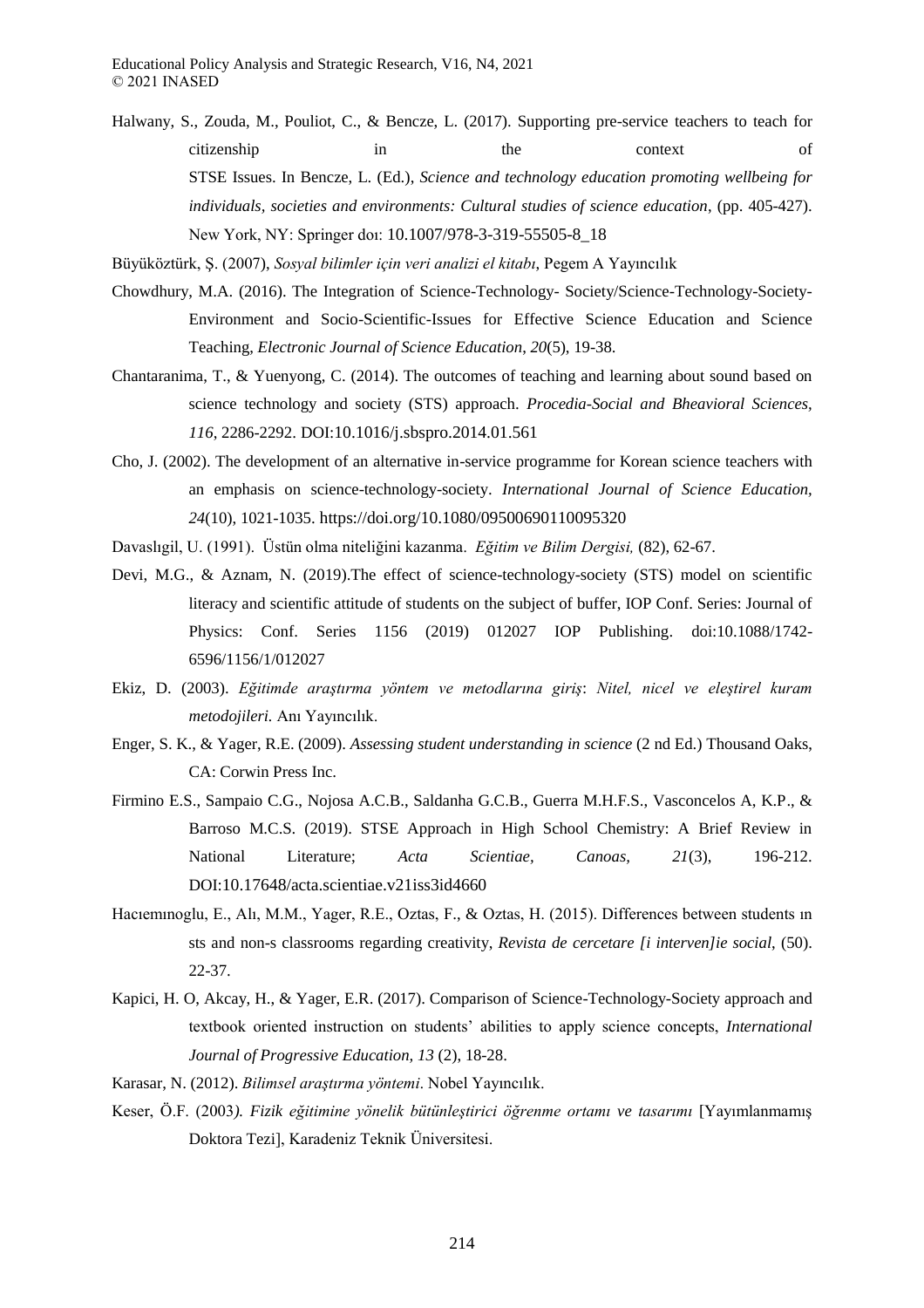Halwany, S., Zouda, M., Pouliot, C., & Bencze, L. (2017). Supporting pre-service teachers to teach for citizenship in the context of STSE Issues. In Bencze, L. (Ed.), *Science and technology education promoting wellbeing for individuals, societies and environments: Cultural studies of science education,* (pp. 405-427). New York, NY: Springer doı: 10.1007/978-3-319-55505-8_18

Büyüköztürk, Ş. (2007), *Sosyal bilimler için veri analizi el kitabı*, Pegem A Yayıncılık

Chowdhury, M.A. (2016). The Integration of Science-Technology- Society/Science-Technology-Society-Environment and Socio-Scientific-Issues for Effective Science Education and Science Teaching, *Electronic Journal of Science Education, 20*(5), 19-38.

Chantaranima, T., & Yuenyong, C. (2014). The outcomes of teaching and learning about sound based on science technology and society (STS) approach. *Procedia-Social and Bheavioral Sciences, 116*, 2286-2292. DOI:10.1016/j.sbspro.2014.01.561

Cho, J. (2002). The development of an alternative in-service programme for Korean science teachers with an emphasis on science-technology-society. *International Journal of Science Education, 24*(10), 1021-1035. https://doi.org/10.1080/09500690110095320

Davaslıgil, U. (1991). Üstün olma niteliğini kazanma. *Eğitim ve Bilim Dergisi,* (82), 62-67.

Devi, M.G., & Aznam, N. (2019).The effect of science-technology-society (STS) model on scientific literacy and scientific attitude of students on the subject of buffer, IOP Conf. Series: Journal of Physics: Conf. Series 1156 (2019) 012027 IOP Publishing. doi:10.1088/1742-6596/1156/1/012027

Ekiz, D. (2003). *Eğitimde araştırma yöntem ve metodlarına giriş*: *Nitel, nicel ve eleştirel kuram metodojileri.* Anı Yayıncılık.

Enger, S. K., & Yager, R.E. (2009). *Assessing student understanding in science* (2 nd Ed.) Thousand Oaks, CA: Corwin Press Inc.

Firmino E.S., Sampaio C.G., Nojosa A.C.B., Saldanha G.C.B., Guerra M.H.F.S., Vasconcelos A, K.P., & Barroso M.C.S. (2019). STSE Approach in High School Chemistry: A Brief Review in National Literature; *Acta Scientiae, Canoas, 21*(3), 196-212. DOI:10.17648/acta.scientiae.v21iss3id4660

Hacıemınoglu, E., Alı, M.M., Yager, R.E., Oztas, F., & Oztas, H. (2015). Differences between students ın sts and non-s classrooms regarding creativity, *Revista de cercetare [i interven]ie social*, (50). 22-37.

Kapici, H. O, Akcay, H., & Yager, E.R. (2017). Comparison of Science-Technology-Society approach and textbook oriented instruction on students' abilities to apply science concepts, *International Journal of Progressive Education, 13* (2), 18-28.

Karasar, N. (2012). *Bilimsel araştırma yöntemi*. Nobel Yayıncılık.

Keser, Ö.F. (2003*). Fizik eğitimine yönelik bütünleştirici öğrenme ortamı ve tasarımı* [Yayımlanmamış Doktora Tezi], Karadeniz Teknik Üniversitesi.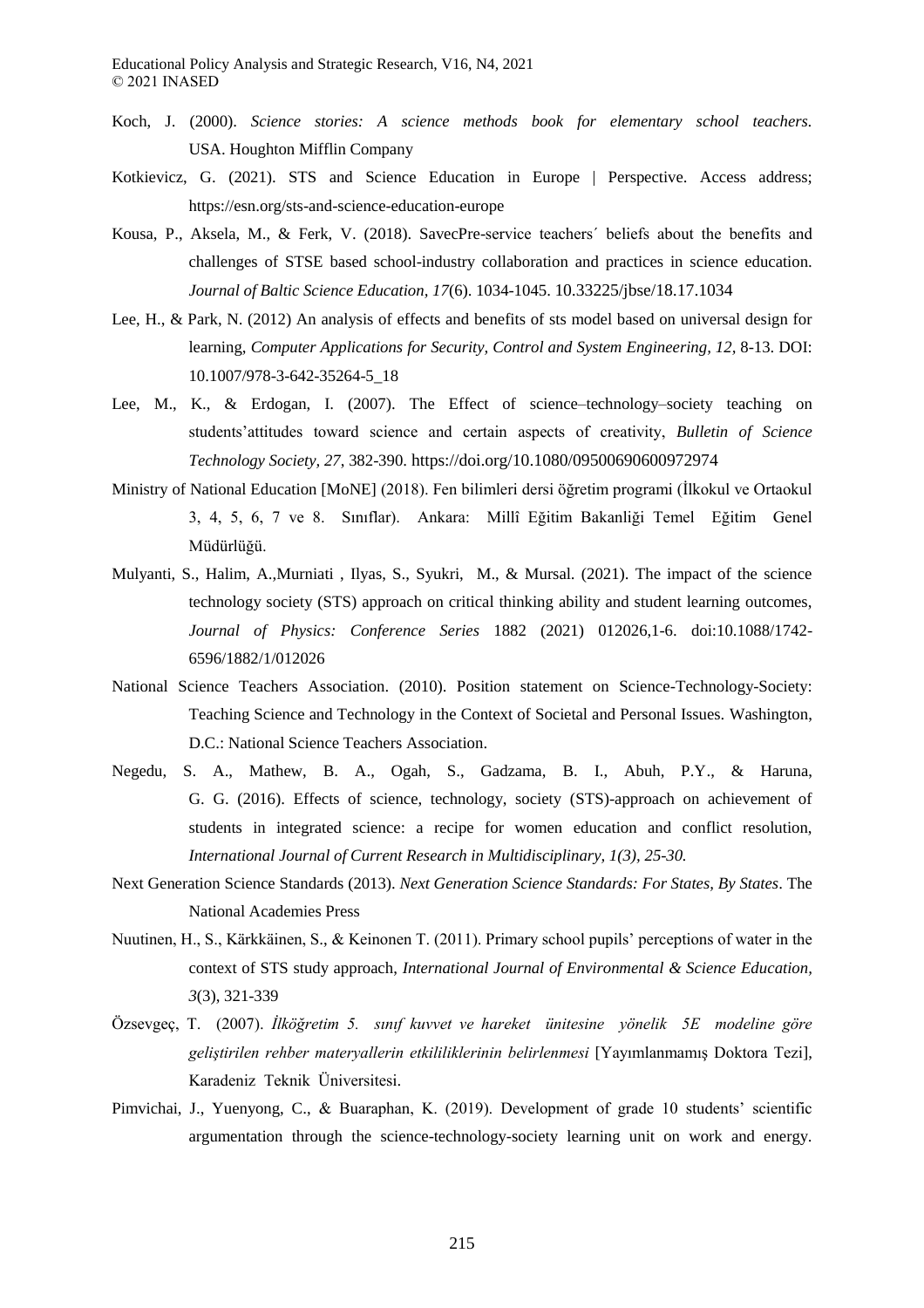Koch, J. (2000). *Science stories: A science methods book for elementary school teachers.* USA. Houghton Mifflin Company

Kotkievicz, G. (2021). STS and Science Education in Europe | Perspective. Access address; https://esn.org/sts-and-science-education-europe

Kousa, P., Aksela, M., & Ferk, V. (2018). SavecPre-service teachers´ beliefs about the benefits and challenges of STSE based school-industry collaboration and practices in science education. *Journal of Baltic Science Education, 17*(6). 1034-1045. 10.33225/jbse/18.17.1034

Lee, H., & Park, N. (2012) An analysis of effects and benefits of sts model based on universal design for learning, *Computer Applications for Security, Control and System Engineering, 12*, 8-13. DOI: 10.1007/978-3-642-35264-5_18

Lee, M., K., & Erdogan, I. (2007). The Effect of science–technology–society teaching on students'attitudes toward science and certain aspects of creativity, *Bulletin of Science Technology Society, 27*, 382-390. https://doi.org/10.1080/09500690600972974

Ministry of National Education [MoNE] (2018). Fen bilimleri dersi öğretim programi (İlkokul ve Ortaokul 3, 4, 5, 6, 7 ve 8. Sınıflar). Ankara: Millî Eğitim Bakanliği Temel Eğitim Genel Müdürlüğü.

Mulyanti, S., Halim, A.,Murniati , Ilyas, S., Syukri, M., & Mursal. (2021). The impact of the science technology society (STS) approach on critical thinking ability and student learning outcomes, *Journal of Physics: Conference Series* 1882 (2021) 012026,1-6. doi:10.1088/1742-6596/1882/1/012026

National Science Teachers Association. (2010). Position statement on Science-Technology-Society: Teaching Science and Technology in the Context of Societal and Personal Issues. Washington, D.C.: National Science Teachers Association.

Negedu, S. A., Mathew, B. A., Ogah, S., Gadzama, B. I., Abuh, P.Y., & Haruna, G. G. (2016). Effects of science, technology, society (STS)-approach on achievement of students in integrated science: a recipe for women education and conflict resolution, *International Journal of Current Research in Multidisciplinary, 1(3), 25-30.*

Next Generation Science Standards (2013). *Next Generation Science Standards: For States, By States*. The National Academies Press

Nuutinen, H., S., Kärkkäinen, S., & Keinonen T. (2011). Primary school pupils' perceptions of water in the context of STS study approach, *International Journal of Environmental & Science Education, 3*(3), 321-339

Özsevgeç, T. (2007). *İlköğretim 5. sınıf kuvvet ve hareket ünitesine yönelik 5E modeline göre geliştirilen rehber materyallerin etkililiklerinin belirlenmesi* [Yayımlanmamış Doktora Tezi], Karadeniz Teknik Üniversitesi.

Pimvichai, J., Yuenyong, C., & Buaraphan, K. (2019). Development of grade 10 students' scientific argumentation through the science-technology-society learning unit on work and energy.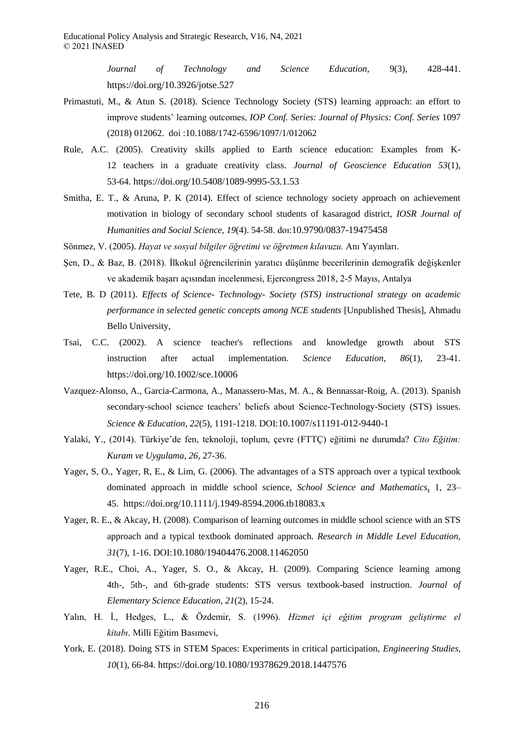*Journal of Technology and Science Education,* 9(3), 428-441. https://doi.org/10.3926/jotse.527

Primastuti, M., & Atun S. (2018). Science Technology Society (STS) learning approach: an effort to improve students' learning outcomes, *IOP Conf. Series: Journal of Physics: Conf. Series* 1097 (2018) 012062. doi :10.1088/1742-6596/1097/1/012062

Rule, A.C. (2005). Creativity skills applied to Earth science education: Examples from K-12 teachers in a graduate creativity class. *Journal of Geoscience Education 53*(1), 53-64. https://doi.org/10.5408/1089-9995-53.1.53

Smitha, E. T., & Aruna, P. K (2014). Effect of science technology society approach on achievement motivation in biology of secondary school students of kasaragod district, *IOSR Journal of Humanities and Social Science, 19*(4). 54-58. doı:10.9790/0837-19475458

Sönmez, V. (2005). *Hayat ve sosyal bilgiler öğretimi ve öğretmen kılavuzu.* Anı Yayınları.

Şen, D., & Baz, B. (2018). İlkokul öğrencilerinin yaratıcı düşünme becerilerinin demografik değişkenler ve akademik başarı açısından incelenmesi, Ejercongress 2018, 2-5 Mayıs, Antalya

Tete, B. D (2011). *Effects of Science- Technology- Society (STS) instructional strategy on academic performance in selected genetic concepts among NCE students* [Unpublished Thesis], Ahmadu Bello University,

Tsai, C.C. (2002). A science teacher's reflections and knowledge growth about STS instruction after actual implementation. *Science Education*, *86*(1), 23-41. https://doi.org/10.1002/sce.10006

Vazquez-Alonso, A., Garcia-Carmona, A., Manassero-Mas, M. A., & Bennassar-Roig, A. (2013). Spanish secondary-school science teachers' beliefs about Science-Technology-Society (STS) issues. *Science & Education, 22*(5), 1191-1218. DOI:10.1007/s11191-012-9440-1

Yalaki, Y., (2014). Türkiye'de fen, teknoloji, toplum, çevre (FTTÇ) eğitimi ne durumda? *Cito Eğitim: Kuram ve Uygulama, 26*, 27-36.

Yager, S, O., Yager, R, E., & Lim, G. (2006). The advantages of a STS approach over a typical textbook dominated approach in middle school science, *School Science and Mathematics*, 1, 23–45. https://doi.org/10.1111/j.1949-8594.2006.tb18083.x

Yager, R. E., & Akcay, H. (2008). Comparison of learning outcomes in middle school science with an STS approach and a typical textbook dominated approach. *Research in Middle Level Education, 31*(7), 1-16. DOI:10.1080/19404476.2008.11462050

Yager, R.E., Choi, A., Yager, S. O., & Akcay, H. (2009). Comparing Science learning among 4th-, 5th-, and 6th-grade students: STS versus textbook-based instruction. *Journal of Elementary Science Education*, *21*(2), 15-24.

Yalın, H. İ., Hedges, L., & Özdemir, S. (1996). *Hizmet içi eğitim program geliştirme el kitabı*. Milli Eğitim Basımevi,

York, E. (2018). Doing STS in STEM Spaces: Experiments in critical participation, *Engineering Studies, 10*(1), 66-84. https://doi.org/10.1080/19378629.2018.1447576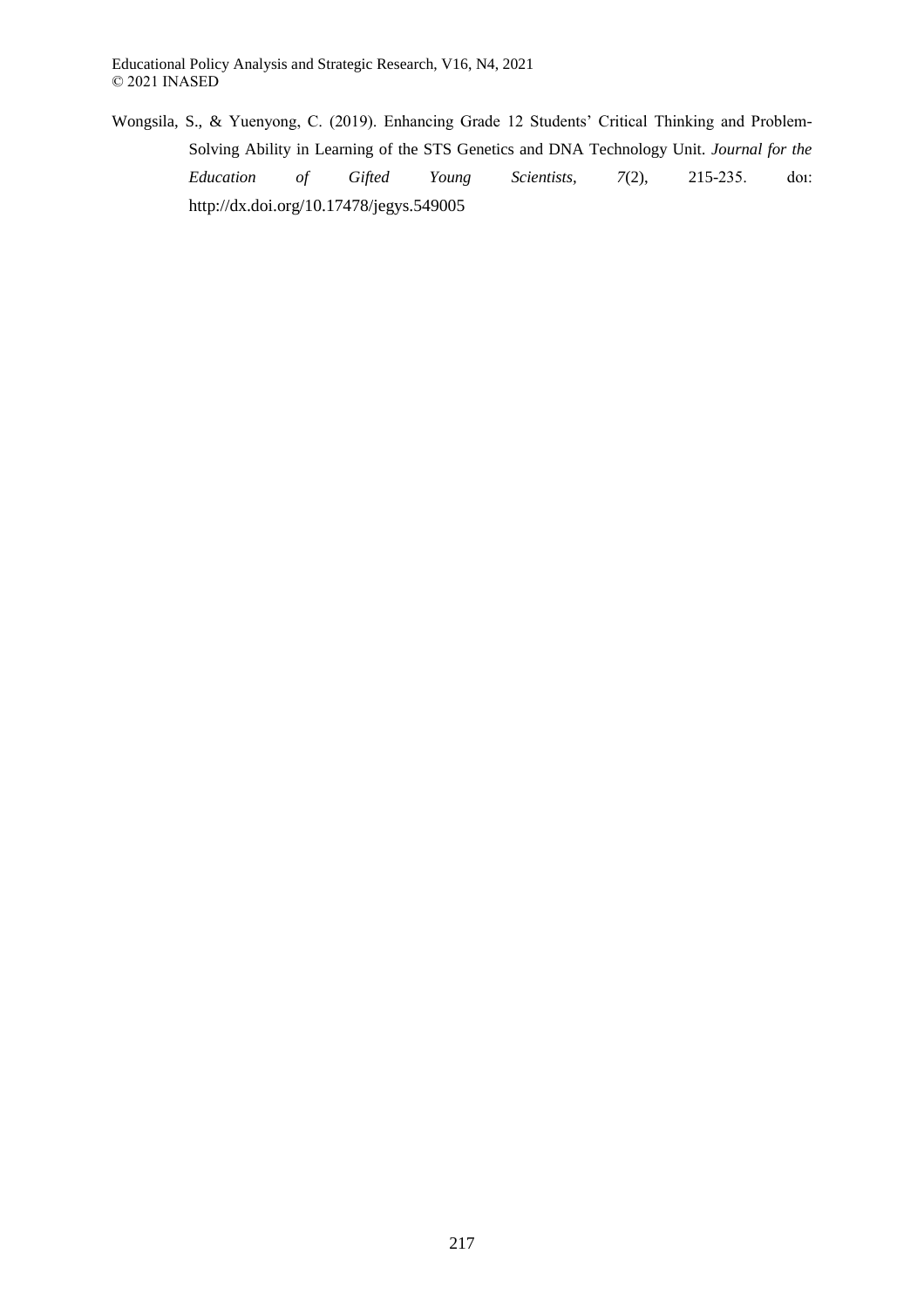Wongsila, S., & Yuenyong, C. (2019). Enhancing Grade 12 Students' Critical Thinking and Problem-Solving Ability in Learning of the STS Genetics and DNA Technology Unit. *Journal for the Education of Gifted Young Scientists*, *7*(2), 215-235. doı: http://dx.doi.org/10.17478/jegys.549005